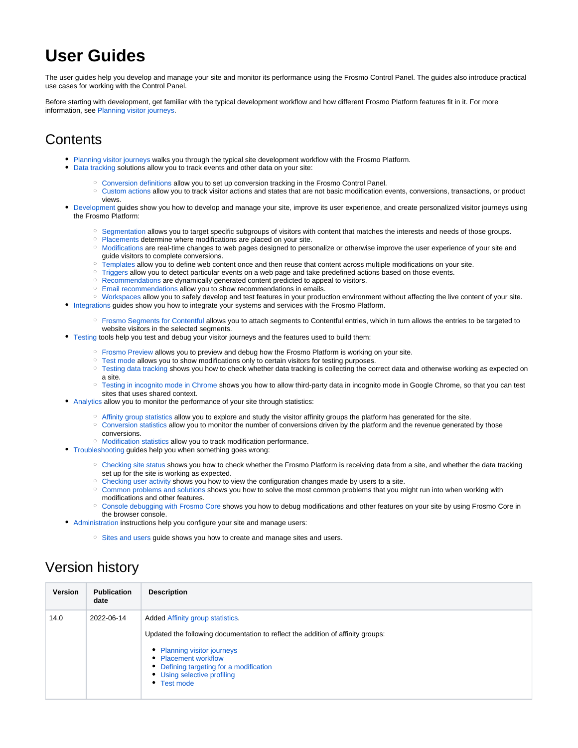# User Guides

The user guides help you develop and manage your site and monitor its performance using the Frosmo Control Panel. The guides also introduce practical use cases for working with the Control Panel.

Before starting with development, get familiar with the typical development workflow and how different Frosmo Platform features fit in it. For more information, see Planning visitor journeys.

## Contents

- Planning visitor journeys walks you through the typical site development workflow with the Frosmo Platform.
- Data tracking solutions allow you to track events and other data on your site:
  - Conversion definitions allow you to set up conversion tracking in the Frosmo Control Panel.
  - Custom actions allow you to track visitor actions and states that are not basic modification events, conversions, transactions, or product views.
- Development guides show you how to develop and manage your site, improve its user experience, and create personalized visitor journeys using the Frosmo Platform:
  - Segmentation allows you to target specific subgroups of visitors with content that matches the interests and needs of those groups.
  - Placements determine where modifications are placed on your site.
  - Modifications are real-time changes to web pages designed to personalize or otherwise improve the user experience of your site and guide visitors to complete conversions.
  - Templates allow you to define web content once and then reuse that content across multiple modifications on your site.
  - Triggers allow you to detect particular events on a web page and take predefined actions based on those events.
  - Recommendations are dynamically generated content predicted to appeal to visitors.
  - Email recommendations allow you to show recommendations in emails.
  - Workspaces allow you to safely develop and test features in your production environment without affecting the live content of your site.
- Integrations guides show you how to integrate your systems and services with the Frosmo Platform.
  - Frosmo Segments for Contentful allows you to attach segments to Contentful entries, which in turn allows the entries to be targeted to website visitors in the selected segments.
- Testing tools help you test and debug your visitor journeys and the features used to build them:
  - Frosmo Preview allows you to preview and debug how the Frosmo Platform is working on your site.
  - Test mode allows you to show modifications only to certain visitors for testing purposes.
  - Testing data tracking shows you how to check whether data tracking is collecting the correct data and otherwise working as expected on a site.
  - Testing in incognito mode in Chrome shows you how to allow third-party data in incognito mode in Google Chrome, so that you can test sites that uses shared context.
- Analytics allow you to monitor the performance of your site through statistics:
  - Affinity group statistics allow you to explore and study the visitor affinity groups the platform has generated for the site.
  - Conversion statistics allow you to monitor the number of conversions driven by the platform and the revenue generated by those conversions.
  - Modification statistics allow you to track modification performance.
- Troubleshooting guides help you when something goes wrong:
  - Checking site status shows you how to check whether the Frosmo Platform is receiving data from a site, and whether the data tracking set up for the site is working as expected.
  - Checking user activity shows you how to view the configuration changes made by users to a site.
  - Common problems and solutions shows you how to solve the most common problems that you might run into when working with modifications and other features.
  - Console debugging with Frosmo Core shows you how to debug modifications and other features on your site by using Frosmo Core in the browser console.
- Administration instructions help you configure your site and manage users:
  - Sites and users guide shows you how to create and manage sites and users.

## Version history

| Version | Publication date | Description |
|---|---|---|
| 14.0 | 2022-06-14 | Added Affinity group statistics.<br><br>Updated the following documentation to reflect the addition of affinity groups:<br>• Planning visitor journeys<br>• Placement workflow<br>• Defining targeting for a modification<br>• Using selective profiling<br>• Test mode |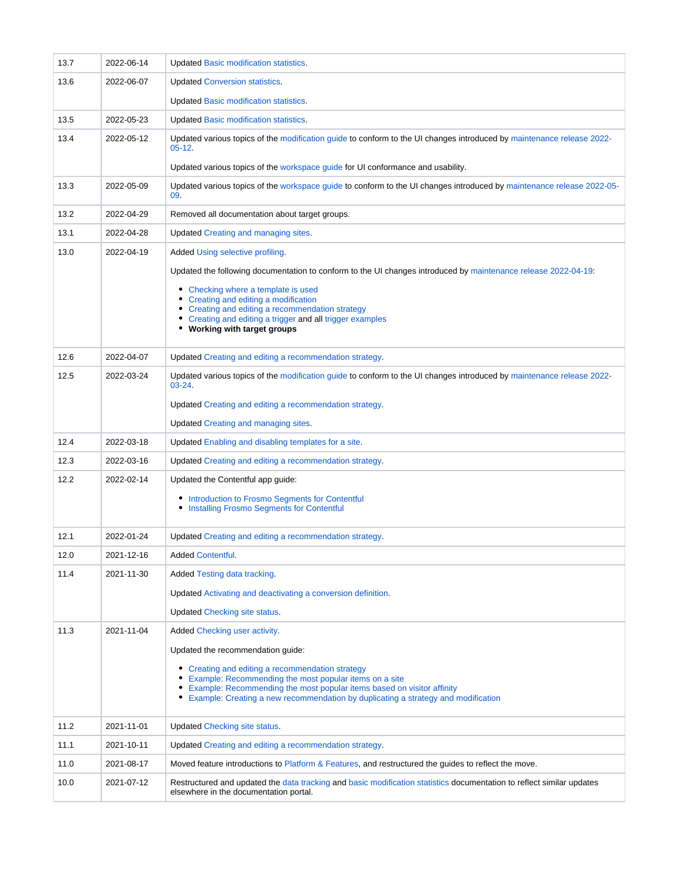| | | |
|---|---|---|
| 13.7 | 2022-06-14 | Updated Basic modification statistics. |
| 13.6 | 2022-06-07 | Updated Conversion statistics.<br><br>Updated Basic modification statistics. |
| 13.5 | 2022-05-23 | Updated Basic modification statistics. |
| 13.4 | 2022-05-12 | Updated various topics of the modification guide to conform to the UI changes introduced by maintenance release 2022-05-12.<br><br>Updated various topics of the workspace guide for UI conformance and usability. |
| 13.3 | 2022-05-09 | Updated various topics of the workspace guide to conform to the UI changes introduced by maintenance release 2022-05-09. |
| 13.2 | 2022-04-29 | Removed all documentation about target groups. |
| 13.1 | 2022-04-28 | Updated Creating and managing sites. |
| 13.0 | 2022-04-19 | Added Using selective profiling.<br><br>Updated the following documentation to conform to the UI changes introduced by maintenance release 2022-04-19:<br><br>• Checking where a template is used<br>• Creating and editing a modification<br>• Creating and editing a recommendation strategy<br>• Creating and editing a trigger and all trigger examples<br>• **Working with target groups** |
| 12.6 | 2022-04-07 | Updated Creating and editing a recommendation strategy. |
| 12.5 | 2022-03-24 | Updated various topics of the modification guide to conform to the UI changes introduced by maintenance release 2022-03-24.<br><br>Updated Creating and editing a recommendation strategy.<br><br>Updated Creating and managing sites. |
| 12.4 | 2022-03-18 | Updated Enabling and disabling templates for a site. |
| 12.3 | 2022-03-16 | Updated Creating and editing a recommendation strategy. |
| 12.2 | 2022-02-14 | Updated the Contentful app guide:<br><br>• Introduction to Frosmo Segments for Contentful<br>• Installing Frosmo Segments for Contentful |
| 12.1 | 2022-01-24 | Updated Creating and editing a recommendation strategy. |
| 12.0 | 2021-12-16 | Added Contentful. |
| 11.4 | 2021-11-30 | Added Testing data tracking.<br><br>Updated Activating and deactivating a conversion definition.<br><br>Updated Checking site status. |
| 11.3 | 2021-11-04 | Added Checking user activity.<br><br>Updated the recommendation guide:<br><br>• Creating and editing a recommendation strategy<br>• Example: Recommending the most popular items on a site<br>• Example: Recommending the most popular items based on visitor affinity<br>• Example: Creating a new recommendation by duplicating a strategy and modification |
| 11.2 | 2021-11-01 | Updated Checking site status. |
| 11.1 | 2021-10-11 | Updated Creating and editing a recommendation strategy. |
| 11.0 | 2021-08-17 | Moved feature introductions to Platform & Features, and restructured the guides to reflect the move. |
| 10.0 | 2021-07-12 | Restructured and updated the data tracking and basic modification statistics documentation to reflect similar updates elsewhere in the documentation portal. |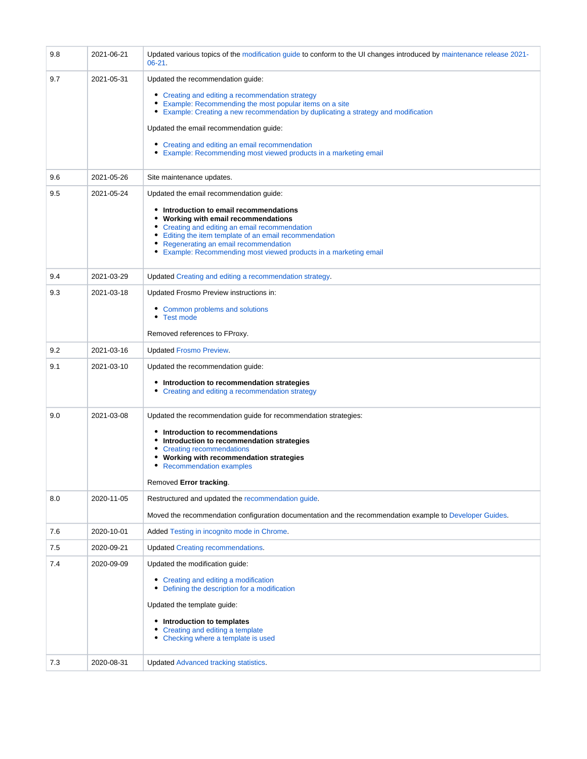| | | |
|---|---|---|
| 9.8 | 2021-06-21 | Updated various topics of the modification guide to conform to the UI changes introduced by maintenance release 2021-06-21. |
| 9.7 | 2021-05-31 | Updated the recommendation guide:<br>• Creating and editing a recommendation strategy<br>• Example: Recommending the most popular items on a site<br>• Example: Creating a new recommendation by duplicating a strategy and modification<br><br>Updated the email recommendation guide:<br>• Creating and editing an email recommendation<br>• Example: Recommending most viewed products in a marketing email |
| 9.6 | 2021-05-26 | Site maintenance updates. |
| 9.5 | 2021-05-24 | Updated the email recommendation guide:<br>• **Introduction to email recommendations**<br>• **Working with email recommendations**<br>• Creating and editing an email recommendation<br>• Editing the item template of an email recommendation<br>• Regenerating an email recommendation<br>• Example: Recommending most viewed products in a marketing email |
| 9.4 | 2021-03-29 | Updated Creating and editing a recommendation strategy. |
| 9.3 | 2021-03-18 | Updated Frosmo Preview instructions in:<br>• Common problems and solutions<br>• Test mode<br><br>Removed references to FProxy. |
| 9.2 | 2021-03-16 | Updated Frosmo Preview. |
| 9.1 | 2021-03-10 | Updated the recommendation guide:<br>• **Introduction to recommendation strategies**<br>• Creating and editing a recommendation strategy |
| 9.0 | 2021-03-08 | Updated the recommendation guide for recommendation strategies:<br>• **Introduction to recommendations**<br>• **Introduction to recommendation strategies**<br>• Creating recommendations<br>• **Working with recommendation strategies**<br>• Recommendation examples<br><br>Removed **Error tracking**. |
| 8.0 | 2020-11-05 | Restructured and updated the recommendation guide.<br><br>Moved the recommendation configuration documentation and the recommendation example to Developer Guides. |
| 7.6 | 2020-10-01 | Added Testing in incognito mode in Chrome. |
| 7.5 | 2020-09-21 | Updated Creating recommendations. |
| 7.4 | 2020-09-09 | Updated the modification guide:<br>• Creating and editing a modification<br>• Defining the description for a modification<br><br>Updated the template guide:<br>• **Introduction to templates**<br>• Creating and editing a template<br>• Checking where a template is used |
| 7.3 | 2020-08-31 | Updated Advanced tracking statistics. |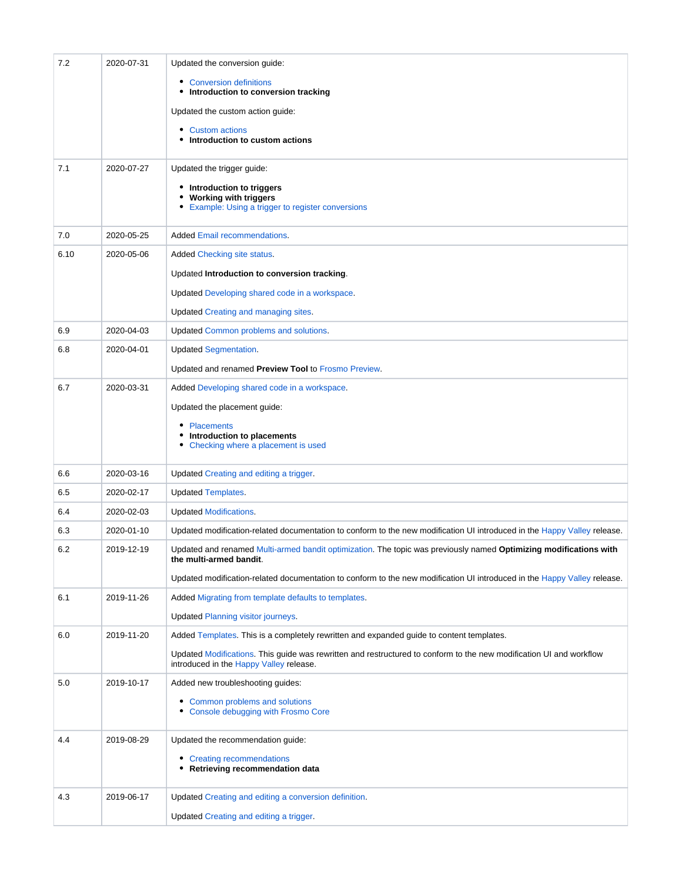| | | |
|---|---|---|
| 7.2 | 2020-07-31 | Updated the conversion guide:<br><br>• Conversion definitions<br>• **Introduction to conversion tracking**<br><br>Updated the custom action guide:<br><br>• Custom actions<br>• **Introduction to custom actions** |
| 7.1 | 2020-07-27 | Updated the trigger guide:<br><br>• **Introduction to triggers**<br>• **Working with triggers**<br>• Example: Using a trigger to register conversions |
| 7.0 | 2020-05-25 | Added Email recommendations. |
| 6.10 | 2020-05-06 | Added Checking site status.<br><br>Updated **Introduction to conversion tracking**.<br><br>Updated Developing shared code in a workspace.<br><br>Updated Creating and managing sites. |
| 6.9 | 2020-04-03 | Updated Common problems and solutions. |
| 6.8 | 2020-04-01 | Updated Segmentation.<br><br>Updated and renamed **Preview Tool** to Frosmo Preview. |
| 6.7 | 2020-03-31 | Added Developing shared code in a workspace.<br><br>Updated the placement guide:<br><br>• Placements<br>• **Introduction to placements**<br>• Checking where a placement is used |
| 6.6 | 2020-03-16 | Updated Creating and editing a trigger. |
| 6.5 | 2020-02-17 | Updated Templates. |
| 6.4 | 2020-02-03 | Updated Modifications. |
| 6.3 | 2020-01-10 | Updated modification-related documentation to conform to the new modification UI introduced in the Happy Valley release. |
| 6.2 | 2019-12-19 | Updated and renamed Multi-armed bandit optimization. The topic was previously named **Optimizing modifications with the multi-armed bandit**.<br><br>Updated modification-related documentation to conform to the new modification UI introduced in the Happy Valley release. |
| 6.1 | 2019-11-26 | Added Migrating from template defaults to templates.<br><br>Updated Planning visitor journeys. |
| 6.0 | 2019-11-20 | Added Templates. This is a completely rewritten and expanded guide to content templates.<br><br>Updated Modifications. This guide was rewritten and restructured to conform to the new modification UI and workflow introduced in the Happy Valley release. |
| 5.0 | 2019-10-17 | Added new troubleshooting guides:<br><br>• Common problems and solutions<br>• Console debugging with Frosmo Core |
| 4.4 | 2019-08-29 | Updated the recommendation guide:<br><br>• Creating recommendations<br>• **Retrieving recommendation data** |
| 4.3 | 2019-06-17 | Updated Creating and editing a conversion definition.<br><br>Updated Creating and editing a trigger. |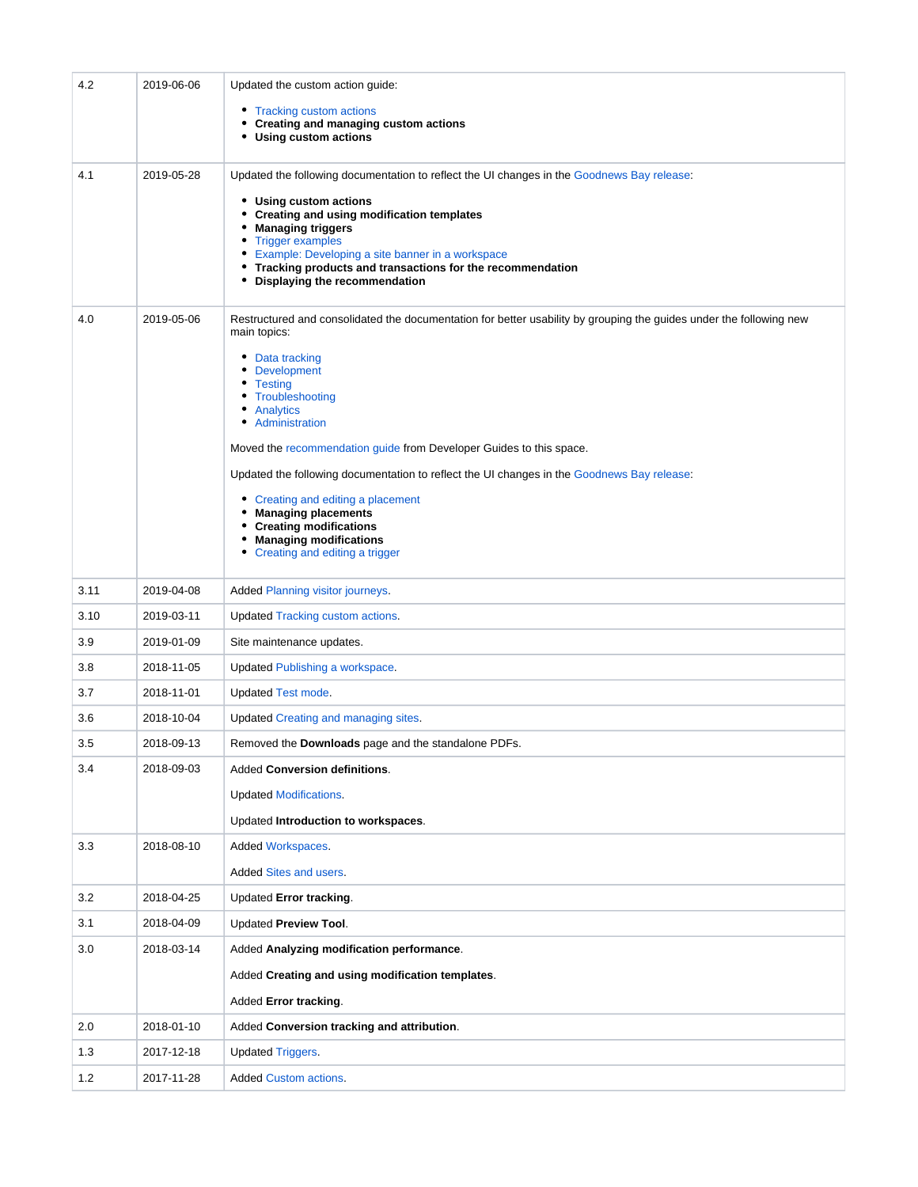| | | |
|---|---|---|
| 4.2 | 2019-06-06 | Updated the custom action guide:<br>• Tracking custom actions<br>• **Creating and managing custom actions**<br>• **Using custom actions** |
| 4.1 | 2019-05-28 | Updated the following documentation to reflect the UI changes in the Goodnews Bay release:<br>• **Using custom actions**<br>• **Creating and using modification templates**<br>• **Managing triggers**<br>• Trigger examples<br>• Example: Developing a site banner in a workspace<br>• **Tracking products and transactions for the recommendation**<br>• **Displaying the recommendation** |
| 4.0 | 2019-05-06 | Restructured and consolidated the documentation for better usability by grouping the guides under the following new main topics:<br>• Data tracking<br>• Development<br>• Testing<br>• Troubleshooting<br>• Analytics<br>• Administration<br><br>Moved the recommendation guide from Developer Guides to this space.<br><br>Updated the following documentation to reflect the UI changes in the Goodnews Bay release:<br>• Creating and editing a placement<br>• **Managing placements**<br>• **Creating modifications**<br>• **Managing modifications**<br>• Creating and editing a trigger |
| 3.11 | 2019-04-08 | Added Planning visitor journeys. |
| 3.10 | 2019-03-11 | Updated Tracking custom actions. |
| 3.9 | 2019-01-09 | Site maintenance updates. |
| 3.8 | 2018-11-05 | Updated Publishing a workspace. |
| 3.7 | 2018-11-01 | Updated Test mode. |
| 3.6 | 2018-10-04 | Updated Creating and managing sites. |
| 3.5 | 2018-09-13 | Removed the **Downloads** page and the standalone PDFs. |
| 3.4 | 2018-09-03 | Added **Conversion definitions**.<br><br>Updated Modifications.<br><br>Updated **Introduction to workspaces**. |
| 3.3 | 2018-08-10 | Added Workspaces.<br><br>Added Sites and users. |
| 3.2 | 2018-04-25 | Updated **Error tracking**. |
| 3.1 | 2018-04-09 | Updated **Preview Tool**. |
| 3.0 | 2018-03-14 | Added **Analyzing modification performance**.<br><br>Added **Creating and using modification templates**.<br><br>Added **Error tracking**. |
| 2.0 | 2018-01-10 | Added **Conversion tracking and attribution**. |
| 1.3 | 2017-12-18 | Updated Triggers. |
| 1.2 | 2017-11-28 | Added Custom actions. |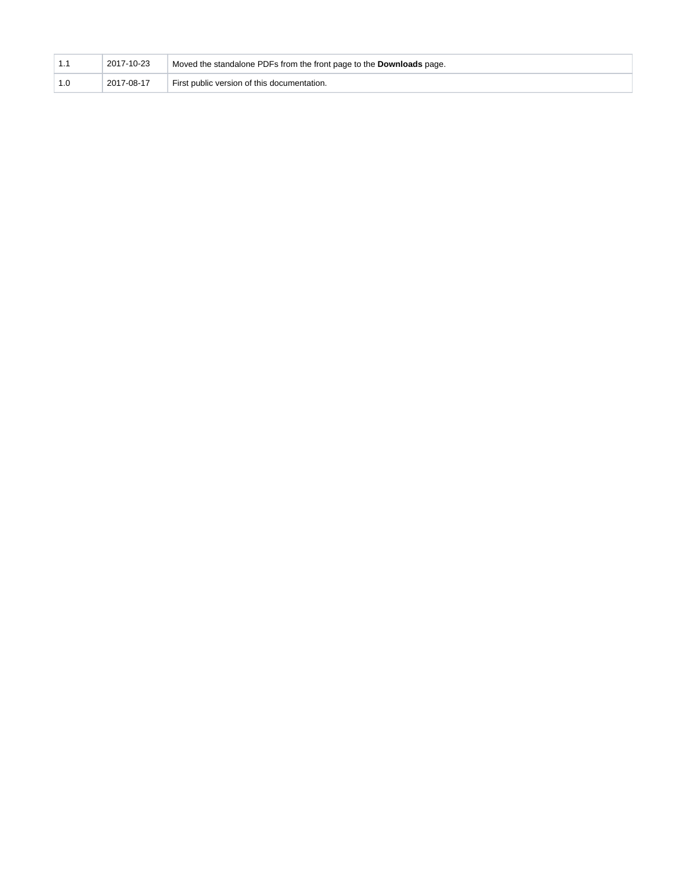| | | |
|---|---|---|
| 1.1 | 2017-10-23 | Moved the standalone PDFs from the front page to the **Downloads** page. |
| 1.0 | 2017-08-17 | First public version of this documentation. |